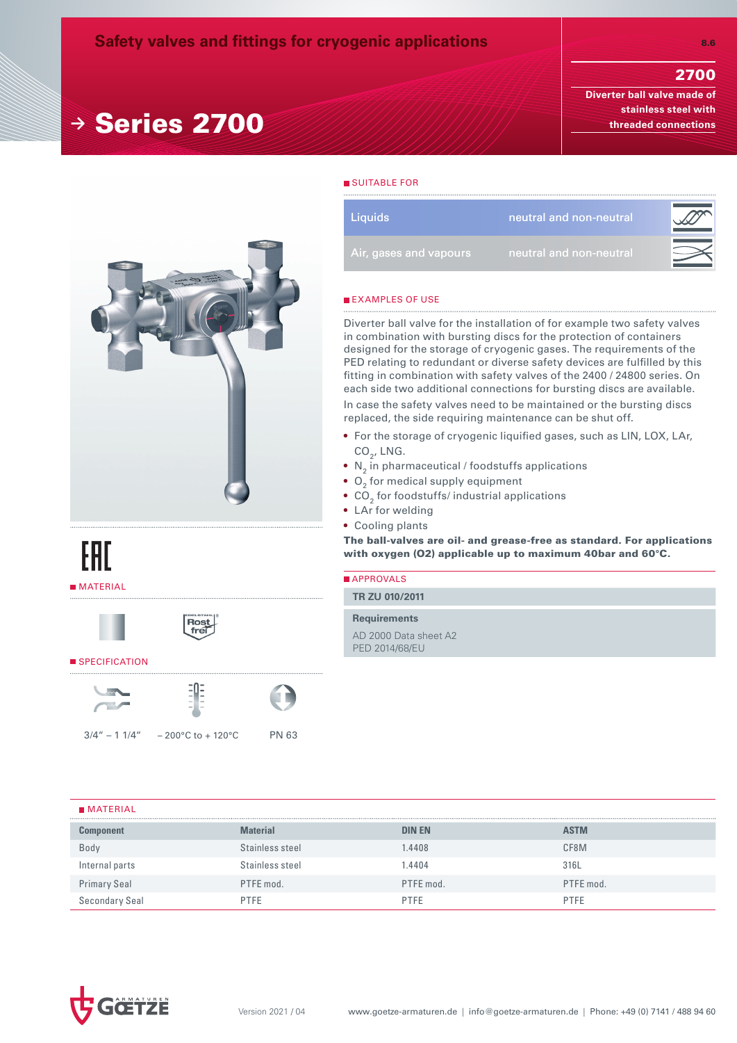# Safety valves and fittings for cryogenic applications

8.6

## 2700

Diverter ball valve made of stainless steel with threaded connections

# → Series 2700

EAC

## MATERIAL

Rost frei

## SPECIFICATION

| 3/4" – 1 1/4" | – 200°C to + 120°C | PN 63 |
|---|---|---|

## SUITABLE FOR

| Liquids | neutral and non-neutral |
|---|---|
| Air, gases and vapours | neutral and non-neutral |

## EXAMPLES OF USE

Diverter ball valve for the installation of for example two safety valves in combination with bursting discs for the protection of containers designed for the storage of cryogenic gases. The requirements of the PED relating to redundant or diverse safety devices are fulfilled by this fitting in combination with safety valves of the 2400 / 24800 series. On each side two additional connections for bursting discs are available.

In case the safety valves need to be maintained or the bursting discs replaced, the side requiring maintenance can be shut off.

- For the storage of cryogenic liquified gases, such as LIN, LOX, LAr, $CO_2$, LNG.
- $N_2$ in pharmaceutical / foodstuffs applications
- $O_2$ for medical supply equipment
- $CO_2$ for foodstuffs/ industrial applications
- LAr for welding
- Cooling plants

**The ball-valves are oil- and grease-free as standard. For applications with oxygen (O2) applicable up to maximum 40bar and 60°C.**

## APPROVALS

**TR ZU 010/2011**

**Requirements**

AD 2000 Data sheet A2
PED 2014/68/EU

## MATERIAL

| Component | Material | DIN EN | ASTM |
|---|---|---|---|
| Body | Stainless steel | 1.4408 | CF8M |
| Internal parts | Stainless steel | 1.4404 | 316L |
| Primary Seal | PTFE mod. | PTFE mod. | PTFE mod. |
| Secondary Seal | PTFE | PTFE | PTFE |

GOETZE ARMATUREN

Version 2021 / 04

www.goetze-armaturen.de | info@goetze-armaturen.de | Phone: +49 (0) 7141 / 488 94 60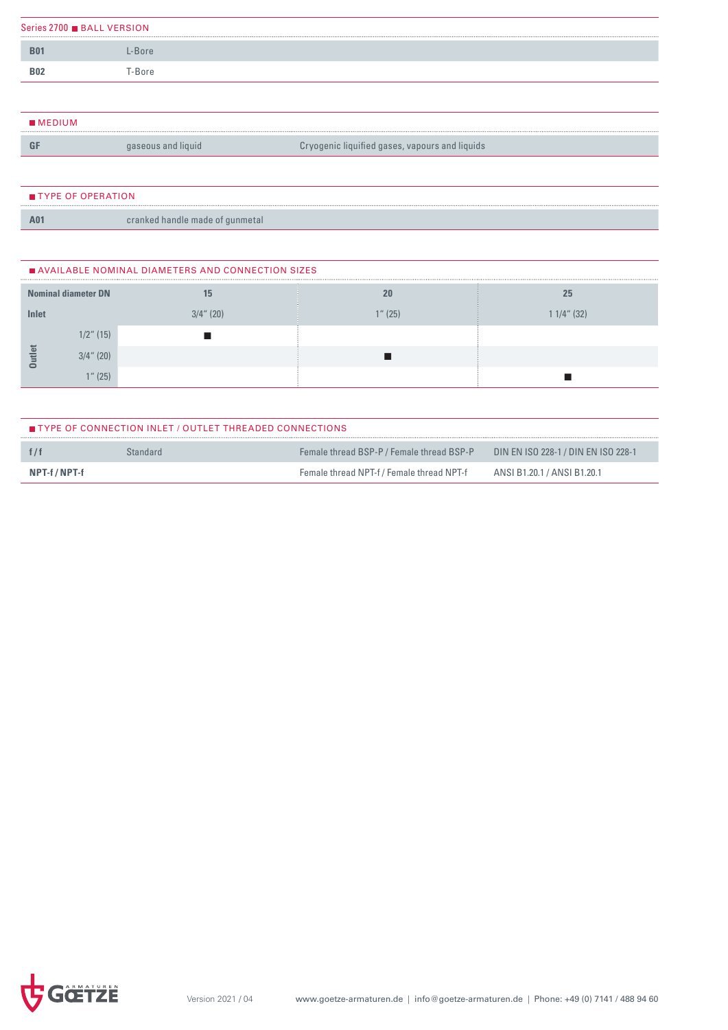## Series 2700 ■ BALL VERSION

| | |
|---|---|
| **B01** | L-Bore |
| **B02** | T-Bore |

## ■ MEDIUM

| | | |
|---|---|---|
| **GF** | gaseous and liquid | Cryogenic liquified gases, vapours and liquids |

## ■ TYPE OF OPERATION

| | |
|---|---|
| **A01** | cranked handle made of gunmetal |

## ■ AVAILABLE NOMINAL DIAMETERS AND CONNECTION SIZES

| **Nominal diameter DN** | | **15** | **20** | **25** |
|---|---|---|---|---|
| **Inlet** | | 3/4" (20) | 1" (25) | 1 1/4" (32) |
| **Outlet** | 1/2" (15) | ■ | | |
| | 3/4" (20) | | ■ | |
| | 1" (25) | | | ■ |

## ■ TYPE OF CONNECTION INLET / OUTLET THREADED CONNECTIONS

| | | | |
|---|---|---|---|
| **f / f** | Standard | Female thread BSP-P / Female thread BSP-P | DIN EN ISO 228-1 / DIN EN ISO 228-1 |
| **NPT-f / NPT-f** | | Female thread NPT-f / Female thread NPT-f | ANSI B1.20.1 / ANSI B1.20.1 |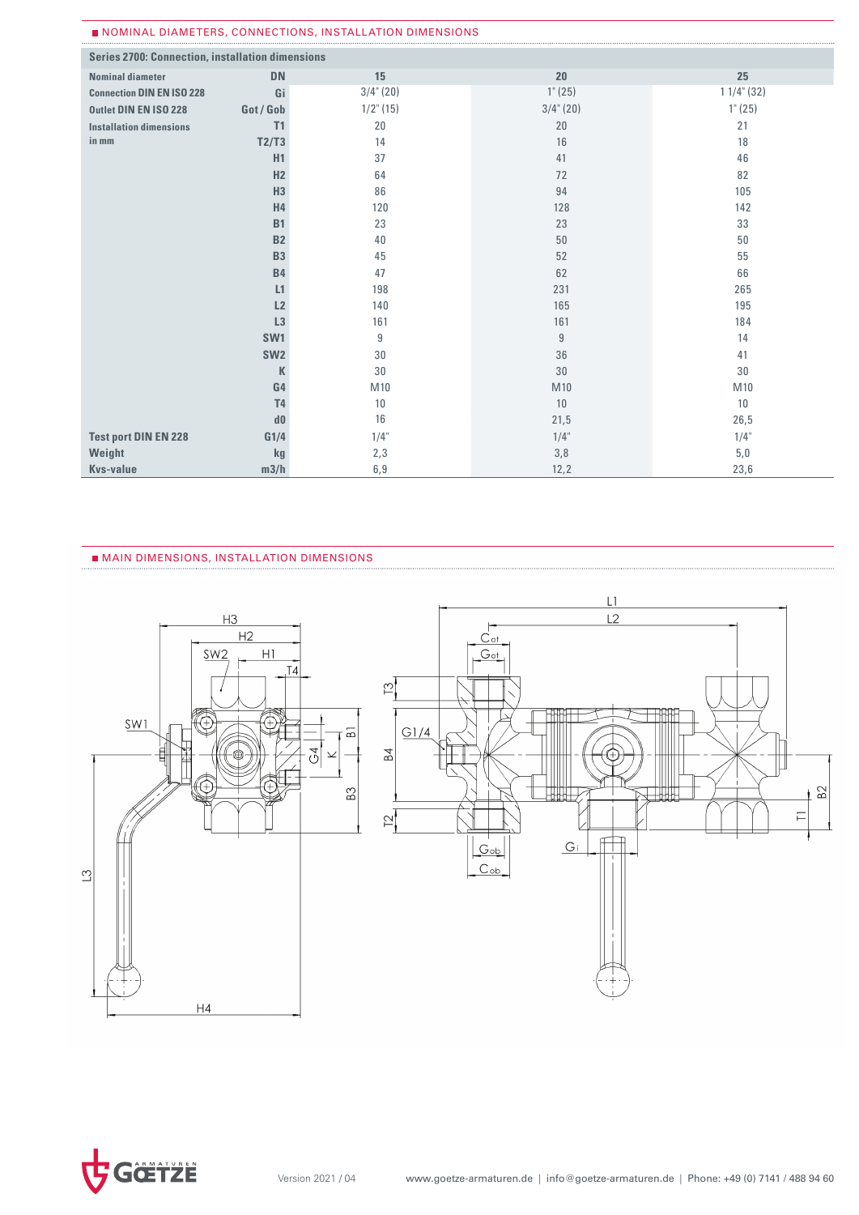## NOMINAL DIAMETERS, CONNECTIONS, INSTALLATION DIMENSIONS

**Series 2700: Connection, installation dimensions**

| Nominal diameter | DN | 15 | 20 | 25 |
|---|---|---|---|---|
| Connection DIN EN ISO 228 | Gi | 3/4" (20) | 1" (25) | 1 1/4" (32) |
| Outlet DIN EN ISO 228 | Got / Gob | 1/2" (15) | 3/4" (20) | 1" (25) |
| Installation dimensions in mm | T1 | 20 | 20 | 21 |
| | T2/T3 | 14 | 16 | 18 |
| | H1 | 37 | 41 | 46 |
| | H2 | 64 | 72 | 82 |
| | H3 | 86 | 94 | 105 |
| | H4 | 120 | 128 | 142 |
| | B1 | 23 | 23 | 33 |
| | B2 | 40 | 50 | 50 |
| | B3 | 45 | 52 | 55 |
| | B4 | 47 | 62 | 66 |
| | L1 | 198 | 231 | 265 |
| | L2 | 140 | 165 | 195 |
| | L3 | 161 | 161 | 184 |
| | SW1 | 9 | 9 | 14 |
| | SW2 | 30 | 36 | 41 |
| | K | 30 | 30 | 30 |
| | G4 | M10 | M10 | M10 |
| | T4 | 10 | 10 | 10 |
| | d0 | 16 | 21,5 | 26,5 |
| Test port DIN EN 228 | G1/4 | 1/4" | 1/4" | 1/4" |
| Weight | kg | 2,3 | 3,8 | 5,0 |
| Kvs-value | m3/h | 6,9 | 12,2 | 23,6 |

## MAIN DIMENSIONS, INSTALLATION DIMENSIONS

H3 H2 SW2 H1 T4 SW1 G4 K B1 B3 L3 H4

L1 L2 Cot Got T3 G1/4 B4 T2 Gob Cob Gi T1 B2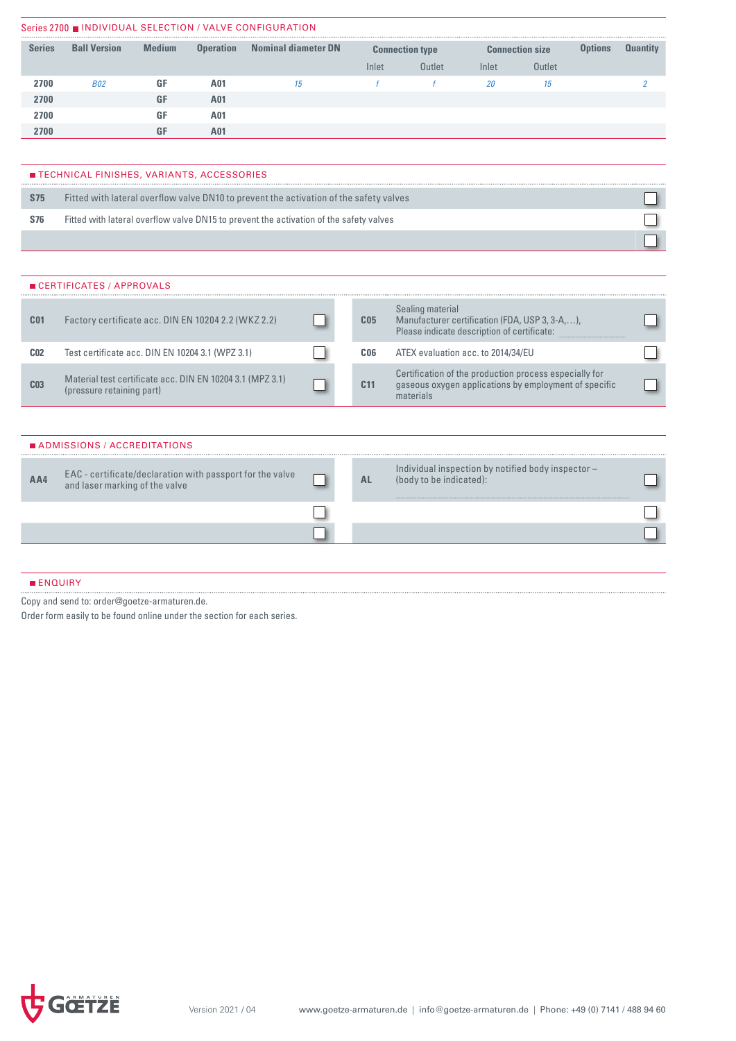## Series 2700 ■ INDIVIDUAL SELECTION / VALVE CONFIGURATION

| Series | Ball Version | Medium | Operation | Nominal diameter DN | Connection type | | Connection size | | Options | Quantity |
|---|---|---|---|---|---|---|---|---|---|---|
| | | | | | Inlet | Outlet | Inlet | Outlet | | |
| 2700 | *B02* | GF | A01 | *15* | *f* | *f* | *20* | *15* | | *2* |
| 2700 | | GF | A01 | | | | | | | |
| 2700 | | GF | A01 | | | | | | | |
| 2700 | | GF | A01 | | | | | | | |

## ■ TECHNICAL FINISHES, VARIANTS, ACCESSORIES

| | | |
|---|---|---|
| S75 | Fitted with lateral overflow valve DN10 to prevent the activation of the safety valves | ☐ |
| S76 | Fitted with lateral overflow valve DN15 to prevent the activation of the safety valves | ☐ |
| | | ☐ |

## ■ CERTIFICATES / APPROVALS

| | | | | | |
|---|---|---|---|---|---|
| C01 | Factory certificate acc. DIN EN 10204 2.2 (WKZ 2.2) | ☐ | C05 | Sealing material Manufacturer certification (FDA, USP 3, 3-A,…), Please indicate description of certificate: | ☐ |
| C02 | Test certificate acc. DIN EN 10204 3.1 (WPZ 3.1) | ☐ | C06 | ATEX evaluation acc. to 2014/34/EU | ☐ |
| C03 | Material test certificate acc. DIN EN 10204 3.1 (MPZ 3.1) (pressure retaining part) | ☐ | C11 | Certification of the production process especially for gaseous oxygen applications by employment of specific materials | ☐ |

## ■ ADMISSIONS / ACCREDITATIONS

| | | | | | |
|---|---|---|---|---|---|
| AA4 | EAC - certificate/declaration with passport for the valve and laser marking of the valve | ☐ | AL | Individual inspection by notified body inspector – (body to be indicated): | ☐ |
| | | ☐ | | | ☐ |
| | | ☐ | | | ☐ |

## ■ ENQUIRY

Copy and send to: order@goetze-armaturen.de.

Order form easily to be found online under the section for each series.